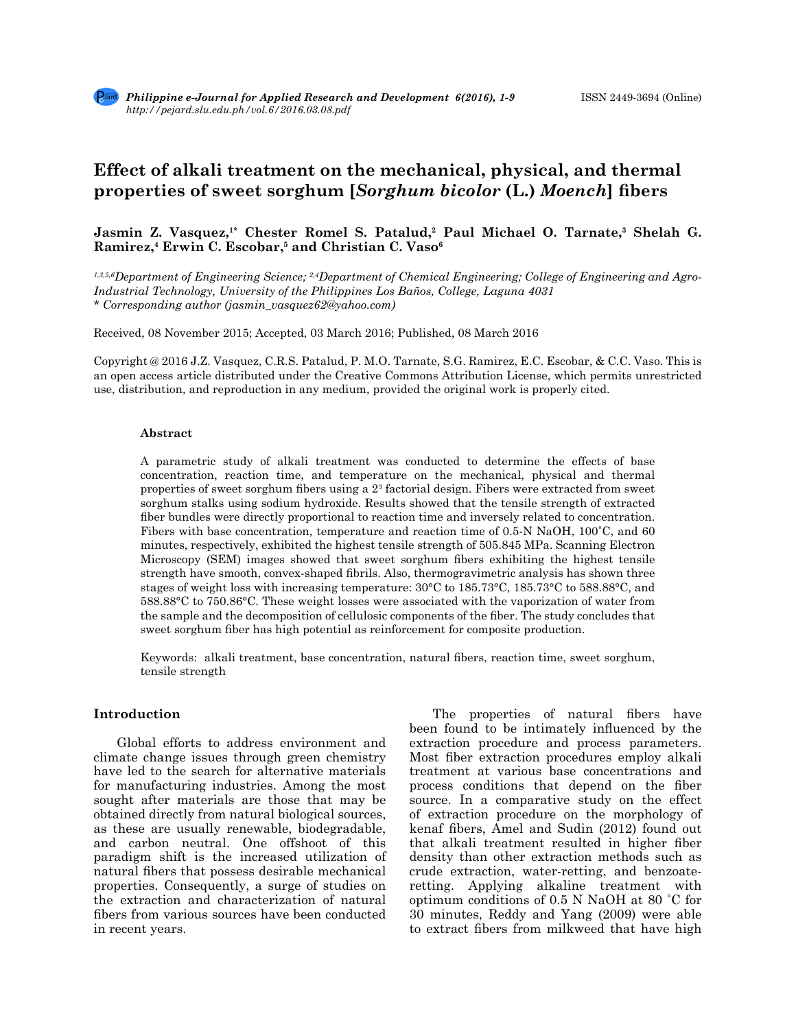# Effect of alkali treatment on the mechanical, physical, and thermal properties of sweet sorghum [*Sorghum bicolor* (L.) *Moench*] fibers

**Jasmin Z. Vasquez,[1*] Chester Romel S. Patalud,[2] Paul Michael O. Tarnate,[3] Shelah G. Ramirez,[4] Erwin C. Escobar,[5] and Christian C. Vaso[6]**

*[1,3,5,6]Department of Engineering Science; [2,4]Department of Chemical Engineering; College of Engineering and Agro-Industrial Technology, University of the Philippines Los Baños, College, Laguna 4031*
*\* Corresponding author (jasmin_vasquez62@yahoo.com)*

Received, 08 November 2015; Accepted, 03 March 2016; Published, 08 March 2016

Copyright @ 2016 J.Z. Vasquez, C.R.S. Patalud, P. M.O. Tarnate, S.G. Ramirez, E.C. Escobar, & C.C. Vaso. This is an open access article distributed under the Creative Commons Attribution License, which permits unrestricted use, distribution, and reproduction in any medium, provided the original work is properly cited.

### Abstract

A parametric study of alkali treatment was conducted to determine the effects of base concentration, reaction time, and temperature on the mechanical, physical and thermal properties of sweet sorghum fibers using a $2^3$ factorial design. Fibers were extracted from sweet sorghum stalks using sodium hydroxide. Results showed that the tensile strength of extracted fiber bundles were directly proportional to reaction time and inversely related to concentration. Fibers with base concentration, temperature and reaction time of 0.5-N NaOH, 100˚C, and 60 minutes, respectively, exhibited the highest tensile strength of 505.845 MPa. Scanning Electron Microscopy (SEM) images showed that sweet sorghum fibers exhibiting the highest tensile strength have smooth, convex-shaped fibrils. Also, thermogravimetric analysis has shown three stages of weight loss with increasing temperature: 30°C to 185.73°C, 185.73°C to 588.88°C, and 588.88°C to 750.86°C. These weight losses were associated with the vaporization of water from the sample and the decomposition of cellulosic components of the fiber. The study concludes that sweet sorghum fiber has high potential as reinforcement for composite production.

Keywords: alkali treatment, base concentration, natural fibers, reaction time, sweet sorghum, tensile strength

## Introduction

Global efforts to address environment and climate change issues through green chemistry have led to the search for alternative materials for manufacturing industries. Among the most sought after materials are those that may be obtained directly from natural biological sources, as these are usually renewable, biodegradable, and carbon neutral. One offshoot of this paradigm shift is the increased utilization of natural fibers that possess desirable mechanical properties. Consequently, a surge of studies on the extraction and characterization of natural fibers from various sources have been conducted in recent years.

The properties of natural fibers have been found to be intimately influenced by the extraction procedure and process parameters. Most fiber extraction procedures employ alkali treatment at various base concentrations and process conditions that depend on the fiber source. In a comparative study on the effect of extraction procedure on the morphology of kenaf fibers, Amel and Sudin (2012) found out that alkali treatment resulted in higher fiber density than other extraction methods such as crude extraction, water-retting, and benzoate-retting. Applying alkaline treatment with optimum conditions of 0.5 N NaOH at 80 ˚C for 30 minutes, Reddy and Yang (2009) were able to extract fibers from milkweed that have high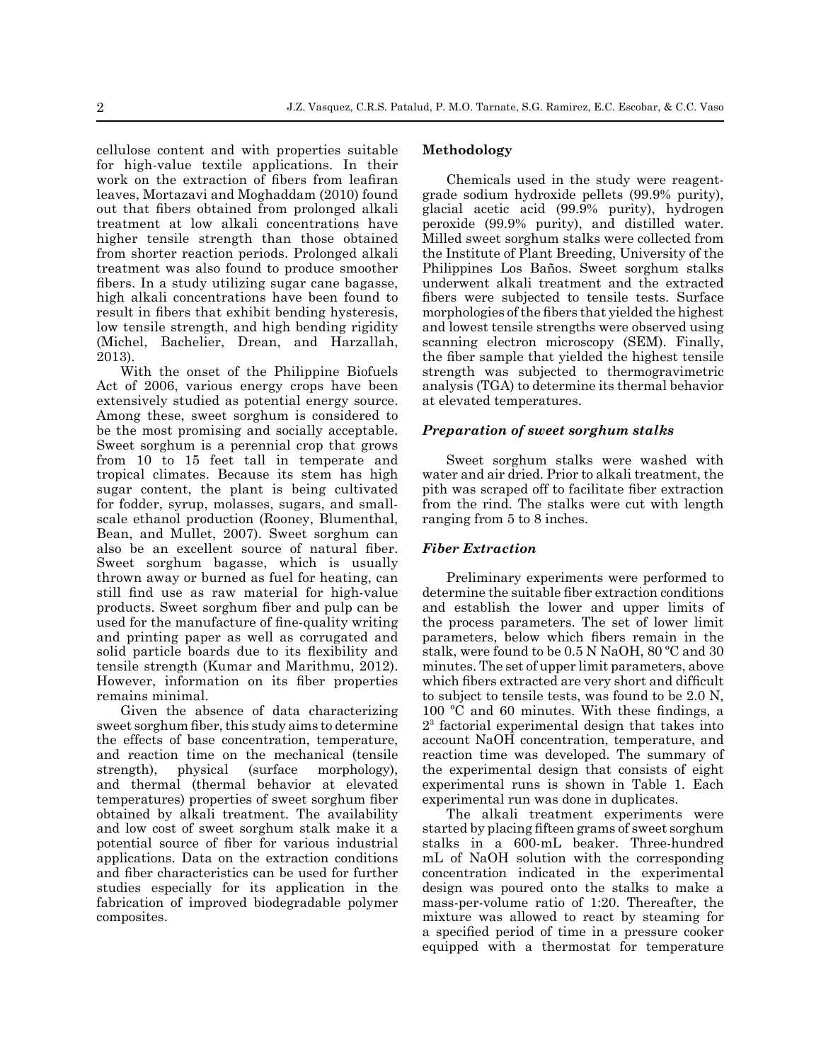cellulose content and with properties suitable for high-value textile applications. In their work on the extraction of fibers from leafiran leaves, Mortazavi and Moghaddam (2010) found out that fibers obtained from prolonged alkali treatment at low alkali concentrations have higher tensile strength than those obtained from shorter reaction periods. Prolonged alkali treatment was also found to produce smoother fibers. In a study utilizing sugar cane bagasse, high alkali concentrations have been found to result in fibers that exhibit bending hysteresis, low tensile strength, and high bending rigidity (Michel, Bachelier, Drean, and Harzallah, 2013).

With the onset of the Philippine Biofuels Act of 2006, various energy crops have been extensively studied as potential energy source. Among these, sweet sorghum is considered to be the most promising and socially acceptable. Sweet sorghum is a perennial crop that grows from 10 to 15 feet tall in temperate and tropical climates. Because its stem has high sugar content, the plant is being cultivated for fodder, syrup, molasses, sugars, and small-scale ethanol production (Rooney, Blumenthal, Bean, and Mullet, 2007). Sweet sorghum can also be an excellent source of natural fiber. Sweet sorghum bagasse, which is usually thrown away or burned as fuel for heating, can still find use as raw material for high-value products. Sweet sorghum fiber and pulp can be used for the manufacture of fine-quality writing and printing paper as well as corrugated and solid particle boards due to its flexibility and tensile strength (Kumar and Marithmu, 2012). However, information on its fiber properties remains minimal.

Given the absence of data characterizing sweet sorghum fiber, this study aims to determine the effects of base concentration, temperature, and reaction time on the mechanical (tensile strength), physical (surface morphology), and thermal (thermal behavior at elevated temperatures) properties of sweet sorghum fiber obtained by alkali treatment. The availability and low cost of sweet sorghum stalk make it a potential source of fiber for various industrial applications. Data on the extraction conditions and fiber characteristics can be used for further studies especially for its application in the fabrication of improved biodegradable polymer composites.

## Methodology

Chemicals used in the study were reagent-grade sodium hydroxide pellets (99.9% purity), glacial acetic acid (99.9% purity), hydrogen peroxide (99.9% purity), and distilled water. Milled sweet sorghum stalks were collected from the Institute of Plant Breeding, University of the Philippines Los Baños. Sweet sorghum stalks underwent alkali treatment and the extracted fibers were subjected to tensile tests. Surface morphologies of the fibers that yielded the highest and lowest tensile strengths were observed using scanning electron microscopy (SEM). Finally, the fiber sample that yielded the highest tensile strength was subjected to thermogravimetric analysis (TGA) to determine its thermal behavior at elevated temperatures.

### *Preparation of sweet sorghum stalks*

Sweet sorghum stalks were washed with water and air dried. Prior to alkali treatment, the pith was scraped off to facilitate fiber extraction from the rind. The stalks were cut with length ranging from 5 to 8 inches.

### *Fiber Extraction*

Preliminary experiments were performed to determine the suitable fiber extraction conditions and establish the lower and upper limits of the process parameters. The set of lower limit parameters, below which fibers remain in the stalk, were found to be 0.5 N NaOH, 80 ºC and 30 minutes. The set of upper limit parameters, above which fibers extracted are very short and difficult to subject to tensile tests, was found to be 2.0 N, 100 ºC and 60 minutes. With these findings, a $2^3$ factorial experimental design that takes into account NaOH concentration, temperature, and reaction time was developed. The summary of the experimental design that consists of eight experimental runs is shown in Table 1. Each experimental run was done in duplicates.

The alkali treatment experiments were started by placing fifteen grams of sweet sorghum stalks in a 600-mL beaker. Three-hundred mL of NaOH solution with the corresponding concentration indicated in the experimental design was poured onto the stalks to make a mass-per-volume ratio of 1:20. Thereafter, the mixture was allowed to react by steaming for a specified period of time in a pressure cooker equipped with a thermostat for temperature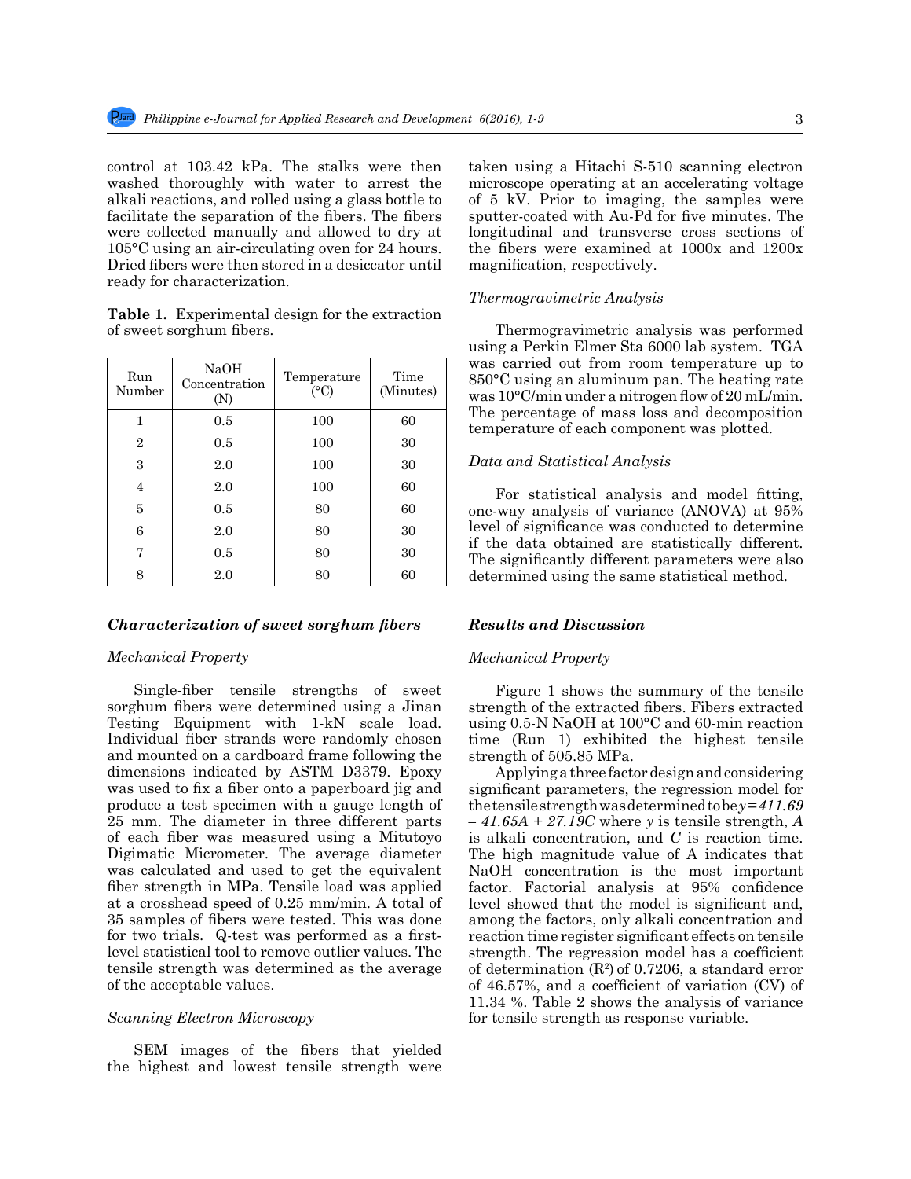control at 103.42 kPa. The stalks were then washed thoroughly with water to arrest the alkali reactions, and rolled using a glass bottle to facilitate the separation of the fibers. The fibers were collected manually and allowed to dry at 105°C using an air-circulating oven for 24 hours. Dried fibers were then stored in a desiccator until ready for characterization.

**Table 1.** Experimental design for the extraction of sweet sorghum fibers.

| Run Number | NaOH Concentration (N) | Temperature (°C) | Time (Minutes) |
|---|---|---|---|
| 1 | 0.5 | 100 | 60 |
| 2 | 0.5 | 100 | 30 |
| 3 | 2.0 | 100 | 30 |
| 4 | 2.0 | 100 | 60 |
| 5 | 0.5 | 80 | 60 |
| 6 | 2.0 | 80 | 30 |
| 7 | 0.5 | 80 | 30 |
| 8 | 2.0 | 80 | 60 |

### *Characterization of sweet sorghum fibers*

*Mechanical Property*

Single-fiber tensile strengths of sweet sorghum fibers were determined using a Jinan Testing Equipment with 1-kN scale load. Individual fiber strands were randomly chosen and mounted on a cardboard frame following the dimensions indicated by ASTM D3379. Epoxy was used to fix a fiber onto a paperboard jig and produce a test specimen with a gauge length of 25 mm. The diameter in three different parts of each fiber was measured using a Mitutoyo Digimatic Micrometer. The average diameter was calculated and used to get the equivalent fiber strength in MPa. Tensile load was applied at a crosshead speed of 0.25 mm/min. A total of 35 samples of fibers were tested. This was done for two trials. Q-test was performed as a first-level statistical tool to remove outlier values. The tensile strength was determined as the average of the acceptable values.

*Scanning Electron Microscopy*

SEM images of the fibers that yielded the highest and lowest tensile strength were taken using a Hitachi S-510 scanning electron microscope operating at an accelerating voltage of 5 kV. Prior to imaging, the samples were sputter-coated with Au-Pd for five minutes. The longitudinal and transverse cross sections of the fibers were examined at 1000x and 1200x magnification, respectively.

*Thermogravimetric Analysis*

Thermogravimetric analysis was performed using a Perkin Elmer Sta 6000 lab system. TGA was carried out from room temperature up to 850°C using an aluminum pan. The heating rate was 10°C/min under a nitrogen flow of 20 mL/min. The percentage of mass loss and decomposition temperature of each component was plotted.

*Data and Statistical Analysis*

For statistical analysis and model fitting, one-way analysis of variance (ANOVA) at 95% level of significance was conducted to determine if the data obtained are statistically different. The significantly different parameters were also determined using the same statistical method.

### *Results and Discussion*

*Mechanical Property*

Figure 1 shows the summary of the tensile strength of the extracted fibers. Fibers extracted using 0.5-N NaOH at 100°C and 60-min reaction time (Run 1) exhibited the highest tensile strength of 505.85 MPa.

Applying a three factor design and considering significant parameters, the regression model for the tensile strength was determined to be $y = 411.69 - 41.65A + 27.19C$ where $y$ is tensile strength, $A$ is alkali concentration, and $C$ is reaction time. The high magnitude value of A indicates that NaOH concentration is the most important factor. Factorial analysis at 95% confidence level showed that the model is significant and, among the factors, only alkali concentration and reaction time register significant effects on tensile strength. The regression model has a coefficient of determination ($R^2$) of 0.7206, a standard error of 46.57%, and a coefficient of variation (CV) of 11.34 %. Table 2 shows the analysis of variance for tensile strength as response variable.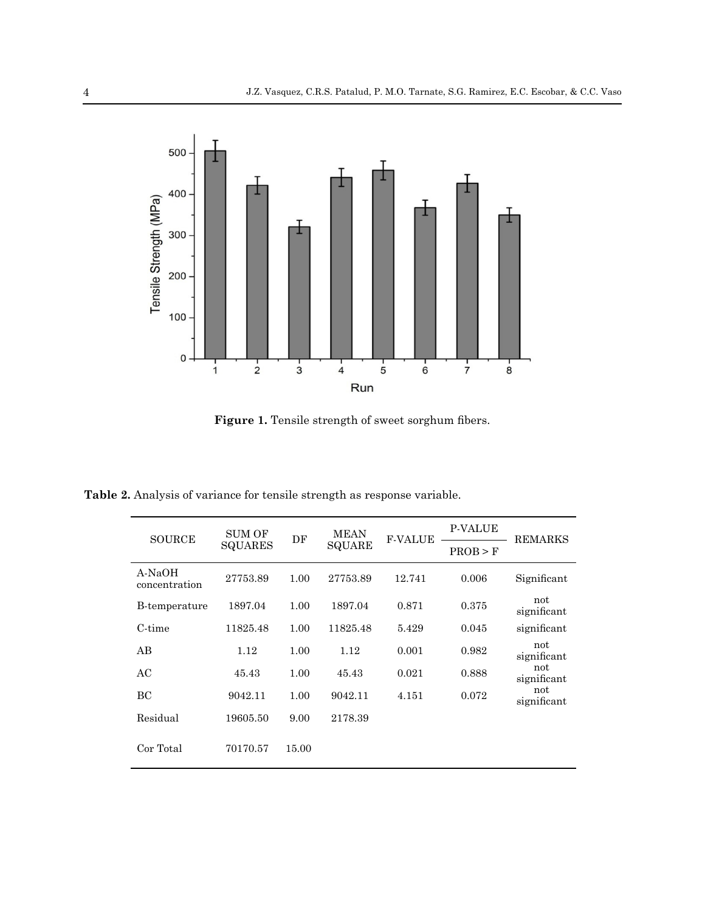**Figure 1.** Tensile strength of sweet sorghum fibers.

**Table 2.** Analysis of variance for tensile strength as response variable.

| SOURCE | SUM OF SQUARES | DF | MEAN SQUARE | F-VALUE | P-VALUE PROB > F | REMARKS |
|---|---|---|---|---|---|---|
| A-NaOH concentration | 27753.89 | 1.00 | 27753.89 | 12.741 | 0.006 | Significant |
| B-temperature | 1897.04 | 1.00 | 1897.04 | 0.871 | 0.375 | not significant |
| C-time | 11825.48 | 1.00 | 11825.48 | 5.429 | 0.045 | significant |
| AB | 1.12 | 1.00 | 1.12 | 0.001 | 0.982 | not significant |
| AC | 45.43 | 1.00 | 45.43 | 0.021 | 0.888 | not significant |
| BC | 9042.11 | 1.00 | 9042.11 | 4.151 | 0.072 | not significant |
| Residual | 19605.50 | 9.00 | 2178.39 | | | |
| Cor Total | 70170.57 | 15.00 | | | | |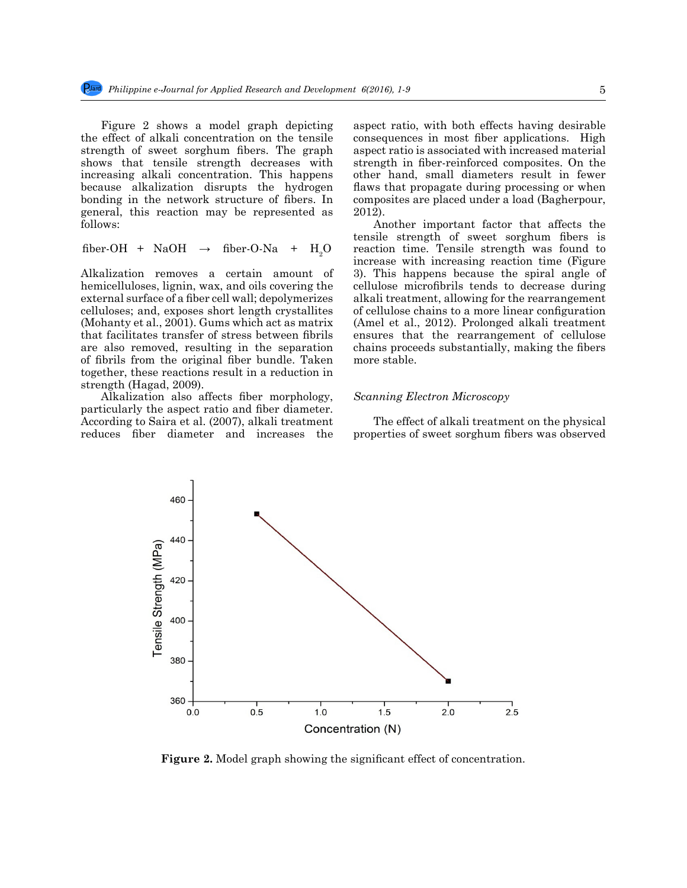Figure 2 shows a model graph depicting the effect of alkali concentration on the tensile strength of sweet sorghum fibers. The graph shows that tensile strength decreases with increasing alkali concentration. This happens because alkalization disrupts the hydrogen bonding in the network structure of fibers. In general, this reaction may be represented as follows:

$$\text{fiber-OH} + \text{NaOH} \rightarrow \text{fiber-O-Na} + H_2O$$

Alkalization removes a certain amount of hemicelluloses, lignin, wax, and oils covering the external surface of a fiber cell wall; depolymerizes celluloses; and, exposes short length crystallites (Mohanty et al., 2001). Gums which act as matrix that facilitates transfer of stress between fibrils are also removed, resulting in the separation of fibrils from the original fiber bundle. Taken together, these reactions result in a reduction in strength (Hagad, 2009).

Alkalization also affects fiber morphology, particularly the aspect ratio and fiber diameter. According to Saira et al. (2007), alkali treatment reduces fiber diameter and increases the aspect ratio, with both effects having desirable consequences in most fiber applications. High aspect ratio is associated with increased material strength in fiber-reinforced composites. On the other hand, small diameters result in fewer flaws that propagate during processing or when composites are placed under a load (Bagherpour, 2012).

Another important factor that affects the tensile strength of sweet sorghum fibers is reaction time. Tensile strength was found to increase with increasing reaction time (Figure 3). This happens because the spiral angle of cellulose microfibrils tends to decrease during alkali treatment, allowing for the rearrangement of cellulose chains to a more linear configuration (Amel et al., 2012). Prolonged alkali treatment ensures that the rearrangement of cellulose chains proceeds substantially, making the fibers more stable.

*Scanning Electron Microscopy*

The effect of alkali treatment on the physical properties of sweet sorghum fibers was observed

**Figure 2.** Model graph showing the significant effect of concentration.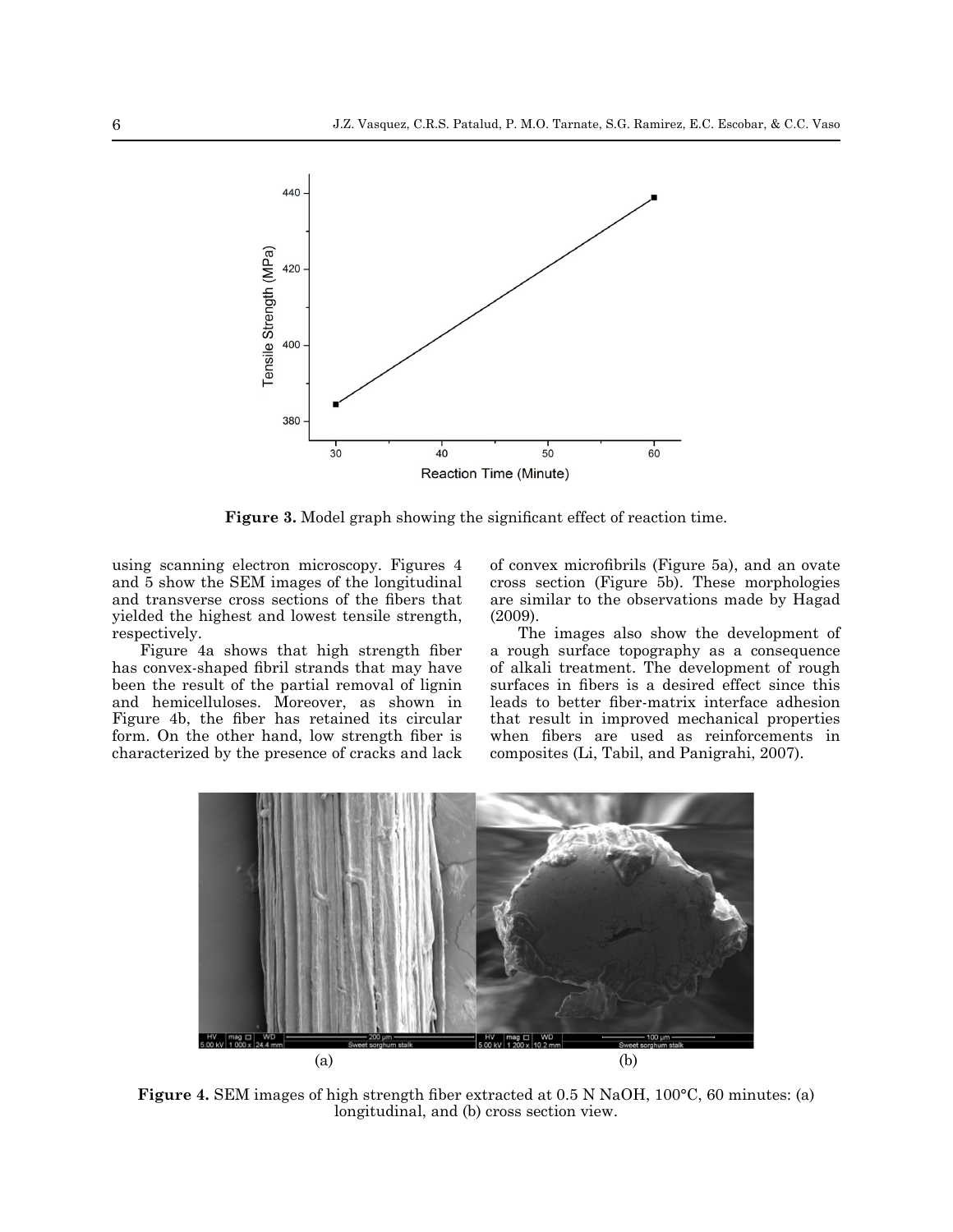Figure 3. Model graph showing the significant effect of reaction time.

using scanning electron microscopy. Figures 4 and 5 show the SEM images of the longitudinal and transverse cross sections of the fibers that yielded the highest and lowest tensile strength, respectively.

Figure 4a shows that high strength fiber has convex-shaped fibril strands that may have been the result of the partial removal of lignin and hemicelluloses. Moreover, as shown in Figure 4b, the fiber has retained its circular form. On the other hand, low strength fiber is characterized by the presence of cracks and lack of convex microfibrils (Figure 5a), and an ovate cross section (Figure 5b). These morphologies are similar to the observations made by Hagad (2009).

The images also show the development of a rough surface topography as a consequence of alkali treatment. The development of rough surfaces in fibers is a desired effect since this leads to better fiber-matrix interface adhesion that result in improved mechanical properties when fibers are used as reinforcements in composites (Li, Tabil, and Panigrahi, 2007).

(a) (b)

**Figure 4.** SEM images of high strength fiber extracted at 0.5 N NaOH, 100°C, 60 minutes: (a) longitudinal, and (b) cross section view.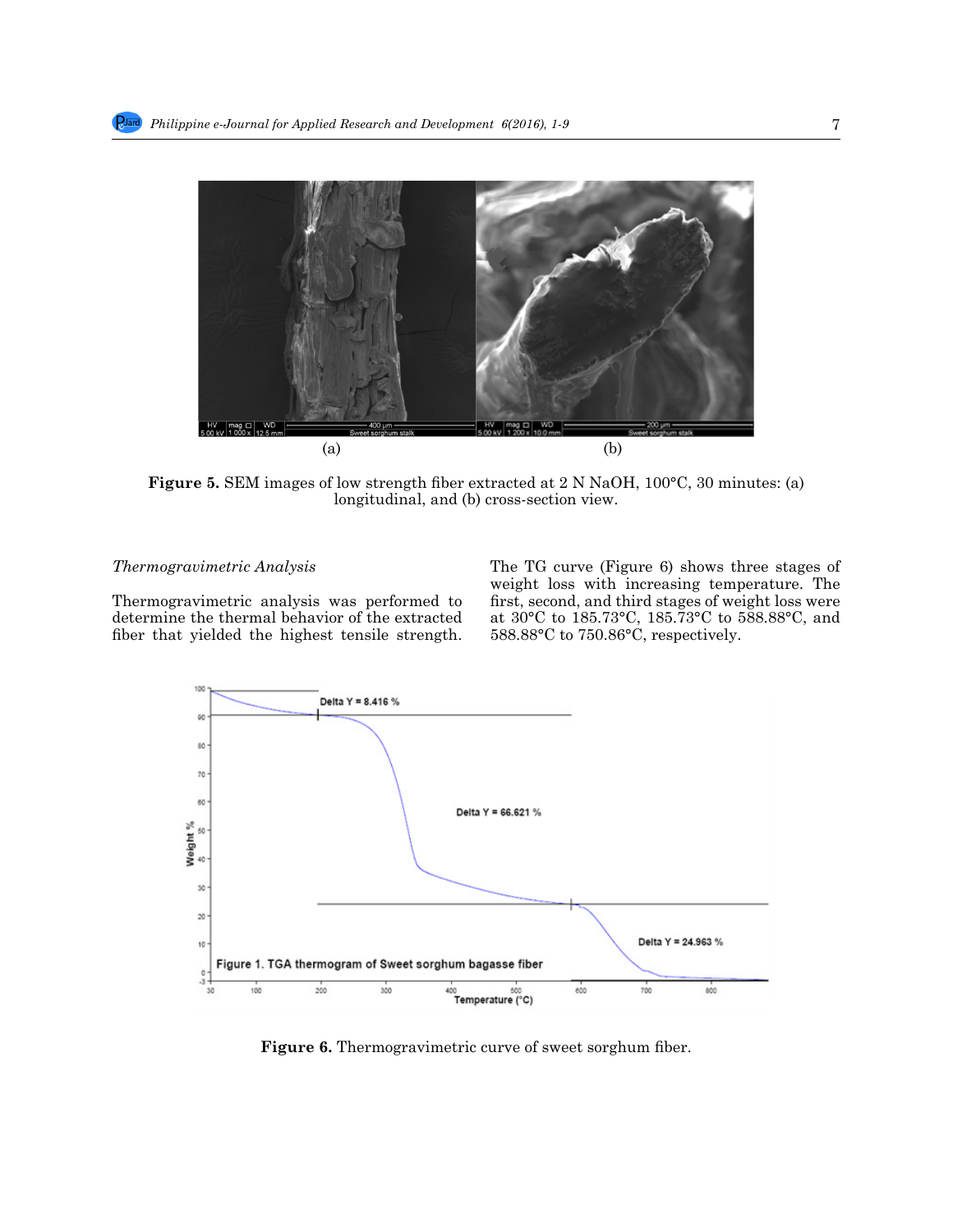(a) (b)

**Figure 5.** SEM images of low strength fiber extracted at 2 N NaOH, 100°C, 30 minutes: (a) longitudinal, and (b) cross-section view.

*Thermogravimetric Analysis*

Thermogravimetric analysis was performed to determine the thermal behavior of the extracted fiber that yielded the highest tensile strength.

The TG curve (Figure 6) shows three stages of weight loss with increasing temperature. The first, second, and third stages of weight loss were at 30°C to 185.73°C, 185.73°C to 588.88°C, and 588.88°C to 750.86°C, respectively.

**Figure 6.** Thermogravimetric curve of sweet sorghum fiber.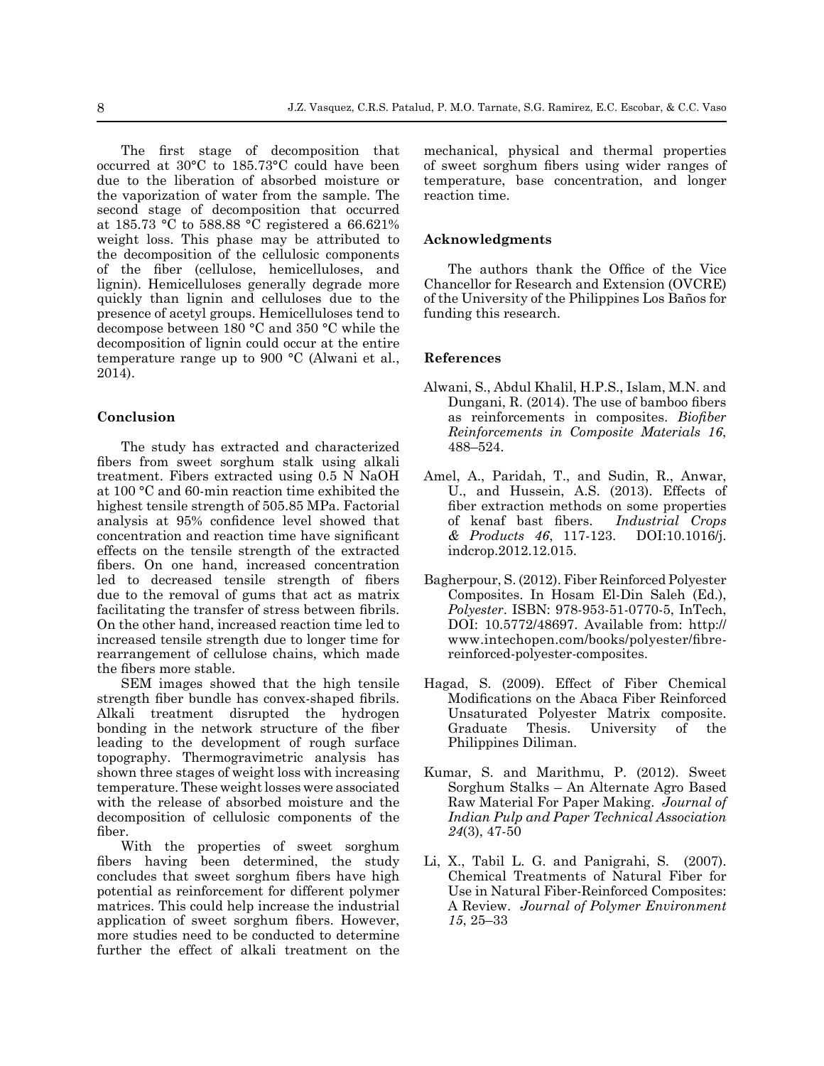The first stage of decomposition that occurred at 30°C to 185.73°C could have been due to the liberation of absorbed moisture or the vaporization of water from the sample. The second stage of decomposition that occurred at 185.73 °C to 588.88 °C registered a 66.621% weight loss. This phase may be attributed to the decomposition of the cellulosic components of the fiber (cellulose, hemicelluloses, and lignin). Hemicelluloses generally degrade more quickly than lignin and celluloses due to the presence of acetyl groups. Hemicelluloses tend to decompose between 180 °C and 350 °C while the decomposition of lignin could occur at the entire temperature range up to 900 °C (Alwani et al., 2014).

## Conclusion

The study has extracted and characterized fibers from sweet sorghum stalk using alkali treatment. Fibers extracted using 0.5 N NaOH at 100 °C and 60-min reaction time exhibited the highest tensile strength of 505.85 MPa. Factorial analysis at 95% confidence level showed that concentration and reaction time have significant effects on the tensile strength of the extracted fibers. On one hand, increased concentration led to decreased tensile strength of fibers due to the removal of gums that act as matrix facilitating the transfer of stress between fibrils. On the other hand, increased reaction time led to increased tensile strength due to longer time for rearrangement of cellulose chains, which made the fibers more stable.

SEM images showed that the high tensile strength fiber bundle has convex-shaped fibrils. Alkali treatment disrupted the hydrogen bonding in the network structure of the fiber leading to the development of rough surface topography. Thermogravimetric analysis has shown three stages of weight loss with increasing temperature. These weight losses were associated with the release of absorbed moisture and the decomposition of cellulosic components of the fiber.

With the properties of sweet sorghum fibers having been determined, the study concludes that sweet sorghum fibers have high potential as reinforcement for different polymer matrices. This could help increase the industrial application of sweet sorghum fibers. However, more studies need to be conducted to determine further the effect of alkali treatment on the mechanical, physical and thermal properties of sweet sorghum fibers using wider ranges of temperature, base concentration, and longer reaction time.

## Acknowledgments

The authors thank the Office of the Vice Chancellor for Research and Extension (OVCRE) of the University of the Philippines Los Baños for funding this research.

## References

Alwani, S., Abdul Khalil, H.P.S., Islam, M.N. and Dungani, R. (2014). The use of bamboo fibers as reinforcements in composites. *Biofiber Reinforcements in Composite Materials 16*, 488–524.

Amel, A., Paridah, T., and Sudin, R., Anwar, U., and Hussein, A.S. (2013). Effects of fiber extraction methods on some properties of kenaf bast fibers. *Industrial Crops & Products 46*, 117-123. DOI:10.1016/j.indcrop.2012.12.015.

Bagherpour, S. (2012). Fiber Reinforced Polyester Composites. In Hosam El-Din Saleh (Ed.), *Polyester*. ISBN: 978-953-51-0770-5, InTech, DOI: 10.5772/48697. Available from: http://www.intechopen.com/books/polyester/fibre-reinforced-polyester-composites.

Hagad, S. (2009). Effect of Fiber Chemical Modifications on the Abaca Fiber Reinforced Unsaturated Polyester Matrix composite. Graduate Thesis. University of the Philippines Diliman.

Kumar, S. and Marithmu, P. (2012). Sweet Sorghum Stalks – An Alternate Agro Based Raw Material For Paper Making. *Journal of Indian Pulp and Paper Technical Association 24*(3), 47-50

Li, X., Tabil L. G. and Panigrahi, S. (2007). Chemical Treatments of Natural Fiber for Use in Natural Fiber-Reinforced Composites: A Review. *Journal of Polymer Environment 15*, 25–33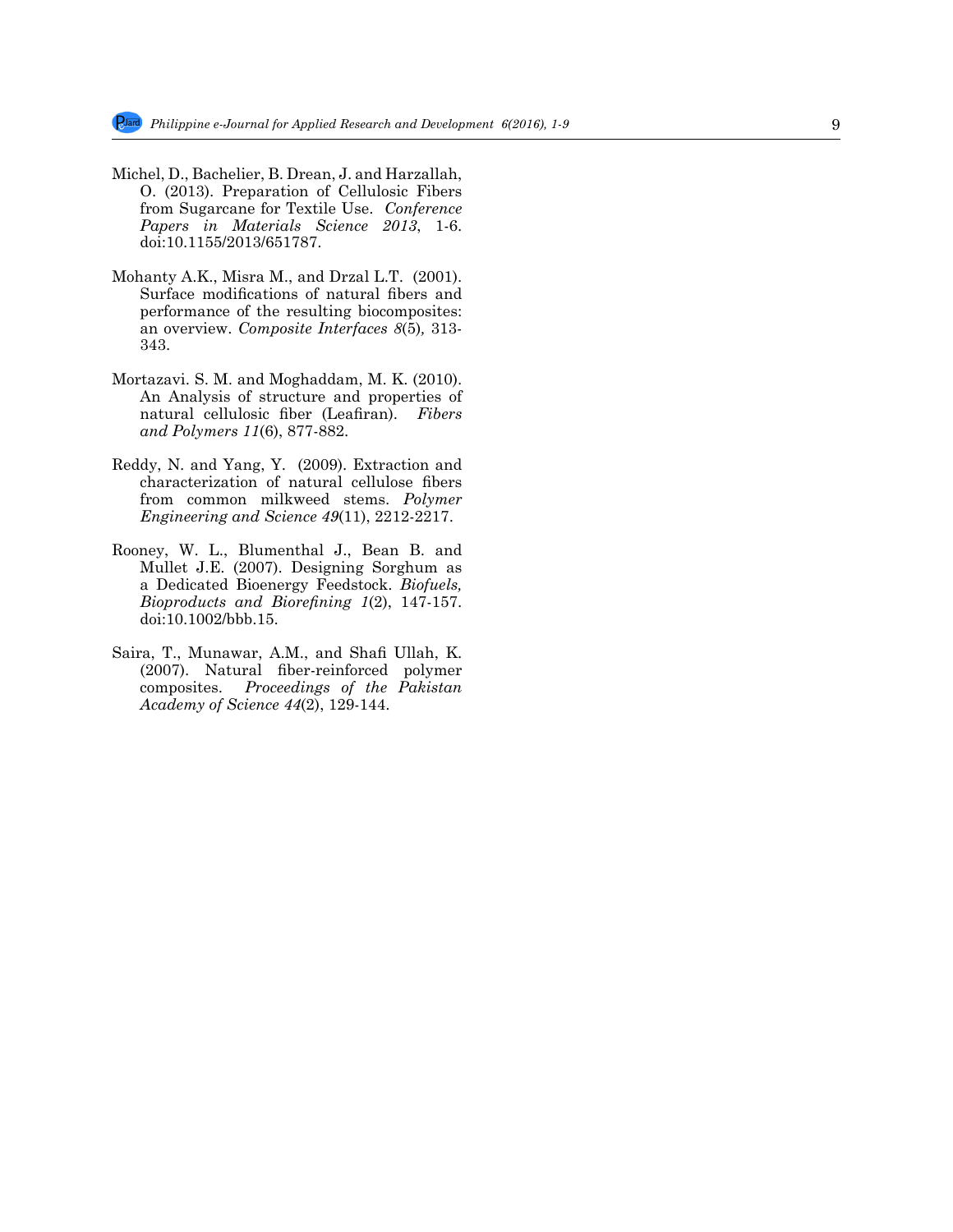Michel, D., Bachelier, B. Drean, J. and Harzallah, O. (2013). Preparation of Cellulosic Fibers from Sugarcane for Textile Use. *Conference Papers in Materials Science 2013*, 1-6. doi:10.1155/2013/651787.

Mohanty A.K., Misra M., and Drzal L.T. (2001). Surface modifications of natural fibers and performance of the resulting biocomposites: an overview. *Composite Interfaces 8*(5), 313-343.

Mortazavi. S. M. and Moghaddam, M. K. (2010). An Analysis of structure and properties of natural cellulosic fiber (Leafiran). *Fibers and Polymers 11*(6), 877-882.

Reddy, N. and Yang, Y. (2009). Extraction and characterization of natural cellulose fibers from common milkweed stems. *Polymer Engineering and Science 49*(11), 2212-2217.

Rooney, W. L., Blumenthal J., Bean B. and Mullet J.E. (2007). Designing Sorghum as a Dedicated Bioenergy Feedstock. *Biofuels, Bioproducts and Biorefining 1*(2), 147-157. doi:10.1002/bbb.15.

Saira, T., Munawar, A.M., and Shafi Ullah, K. (2007). Natural fiber-reinforced polymer composites. *Proceedings of the Pakistan Academy of Science 44*(2), 129-144.